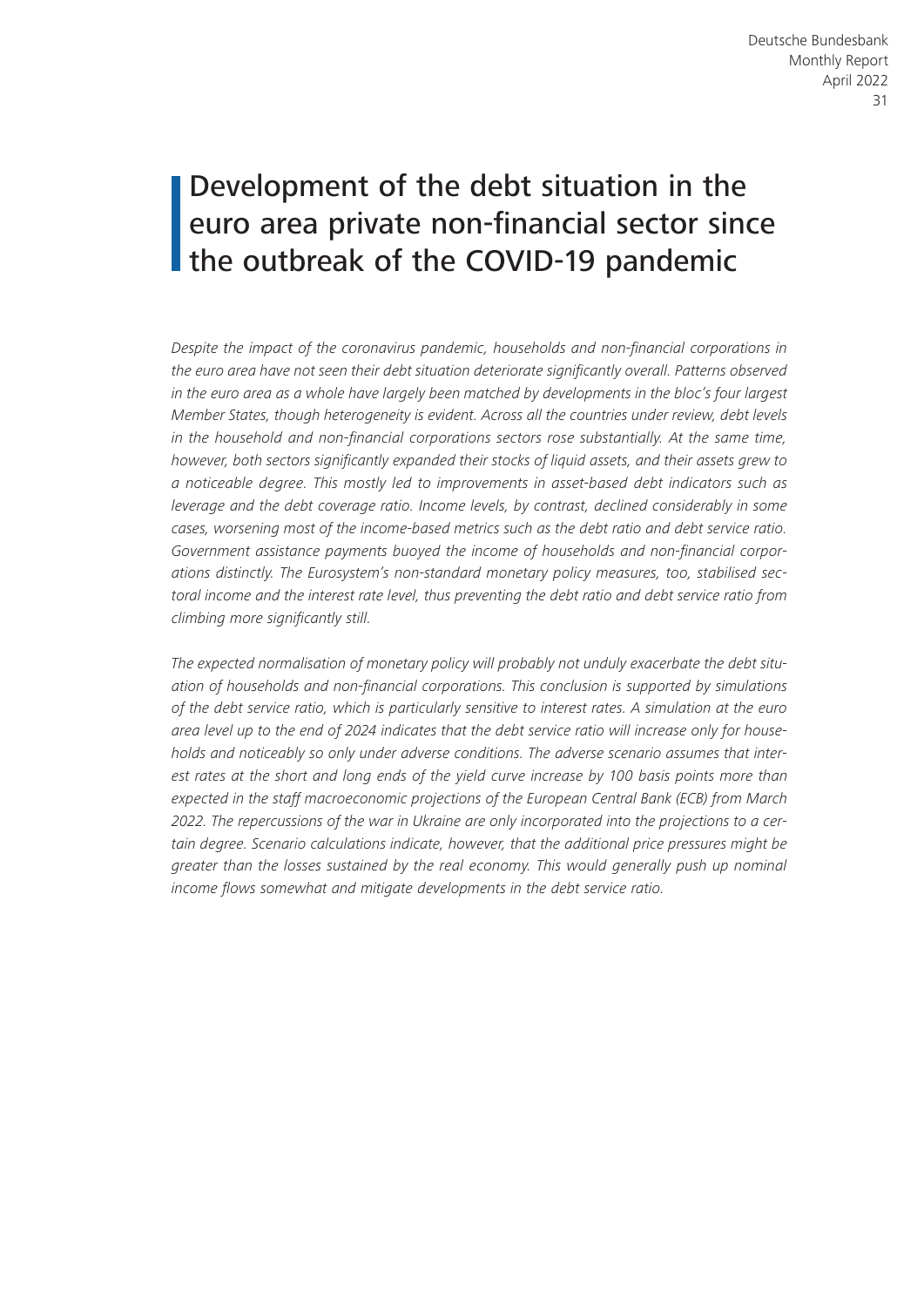# Development of the debt situation in the euro area private non-financial sector since the outbreak of the COVID-19 pandemic

*Despite the impact of the coronavirus pandemic, households and non-financial corporations in the euro area have not seen their debt situation deteriorate significantly overall. Patterns observed in the euro area as a whole have largely been matched by developments in the bloc's four largest Member States, though heterogeneity is evident. Across all the countries under review, debt levels in the household and non-financial corporations sectors rose substantially. At the same time, however, both sectors significantly expanded their stocks of liquid assets, and their assets grew to a noticeable degree. This mostly led to improvements in asset-based debt indicators such as leverage and the debt coverage ratio. Income levels, by contrast, declined considerably in some cases, worsening most of the income-based metrics such as the debt ratio and debt service ratio. Government assistance payments buoyed the income of households and non-financial corporations distinctly. The Eurosystem's non-standard monetary policy measures, too, stabilised sectoral income and the interest rate level, thus preventing the debt ratio and debt service ratio from climbing more significantly still.*

*The expected normalisation of monetary policy will probably not unduly exacerbate the debt situation of households and non-financial corporations. This conclusion is supported by simulations of the debt service ratio, which is particularly sensitive to interest rates. A simulation at the euro area level up to the end of 2024 indicates that the debt service ratio will increase only for households and noticeably so only under adverse conditions. The adverse scenario assumes that interest rates at the short and long ends of the yield curve increase by 100 basis points more than expected in the staff macroeconomic projections of the European Central Bank (ECB) from March 2022. The repercussions of the war in Ukraine are only incorporated into the projections to a certain degree. Scenario calculations indicate, however, that the additional price pressures might be greater than the losses sustained by the real economy. This would generally push up nominal income flows somewhat and mitigate developments in the debt service ratio.*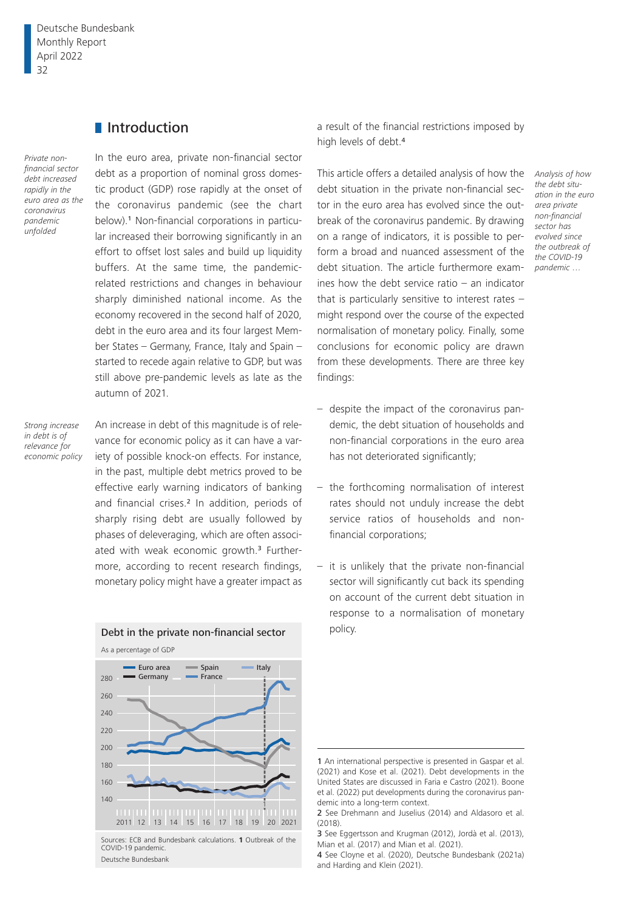## Introduction

*Private non-financial sector debt increased rapidly in the euro area as the coronavirus pandemic unfolded*

In the euro area, private non-financial sector debt as a proportion of nominal gross domestic product (GDP) rose rapidly at the onset of the coronavirus pandemic (see the chart below).[1] Non-financial corporations in particular increased their borrowing significantly in an effort to offset lost sales and build up liquidity buffers. At the same time, the pandemic-related restrictions and changes in behaviour sharply diminished national income. As the economy recovered in the second half of 2020, debt in the euro area and its four largest Member States – Germany, France, Italy and Spain – started to recede again relative to GDP, but was still above pre-pandemic levels as late as the autumn of 2021.

*Strong increase in debt is of relevance for economic policy*

An increase in debt of this magnitude is of relevance for economic policy as it can have a variety of possible knock-on effects. For instance, in the past, multiple debt metrics proved to be effective early warning indicators of banking and financial crises.[2] In addition, periods of sharply rising debt are usually followed by phases of deleveraging, which are often associated with weak economic growth.[3] Furthermore, according to recent research findings, monetary policy might have a greater impact as a result of the financial restrictions imposed by high levels of debt.[4]

**Debt in the private non-financial sector**

As a percentage of GDP

Sources: ECB and Bundesbank calculations. **1** Outbreak of the COVID-19 pandemic.
Deutsche Bundesbank

*Analysis of how the debt situation in the euro area private non-financial sector has evolved since the outbreak of the COVID-19 pandemic …*

This article offers a detailed analysis of how the debt situation in the private non-financial sector in the euro area has evolved since the outbreak of the coronavirus pandemic. By drawing on a range of indicators, it is possible to perform a broad and nuanced assessment of the debt situation. The article furthermore examines how the debt service ratio – an indicator that is particularly sensitive to interest rates – might respond over the course of the expected normalisation of monetary policy. Finally, some conclusions for economic policy are drawn from these developments. There are three key findings:

- despite the impact of the coronavirus pandemic, the debt situation of households and non-financial corporations in the euro area has not deteriorated significantly;
- the forthcoming normalisation of interest rates should not unduly increase the debt service ratios of households and non-financial corporations;
- it is unlikely that the private non-financial sector will significantly cut back its spending on account of the current debt situation in response to a normalisation of monetary policy.

---

**1** An international perspective is presented in Gaspar et al. (2021) and Kose et al. (2021). Debt developments in the United States are discussed in Faria e Castro (2021). Boone et al. (2022) put developments during the coronavirus pandemic into a long-term context.
**2** See Drehmann and Juselius (2014) and Aldasoro et al. (2018).
**3** See Eggertsson and Krugman (2012), Jordà et al. (2013), Mian et al. (2017) and Mian et al. (2021).
**4** See Cloyne et al. (2020), Deutsche Bundesbank (2021a) and Harding and Klein (2021).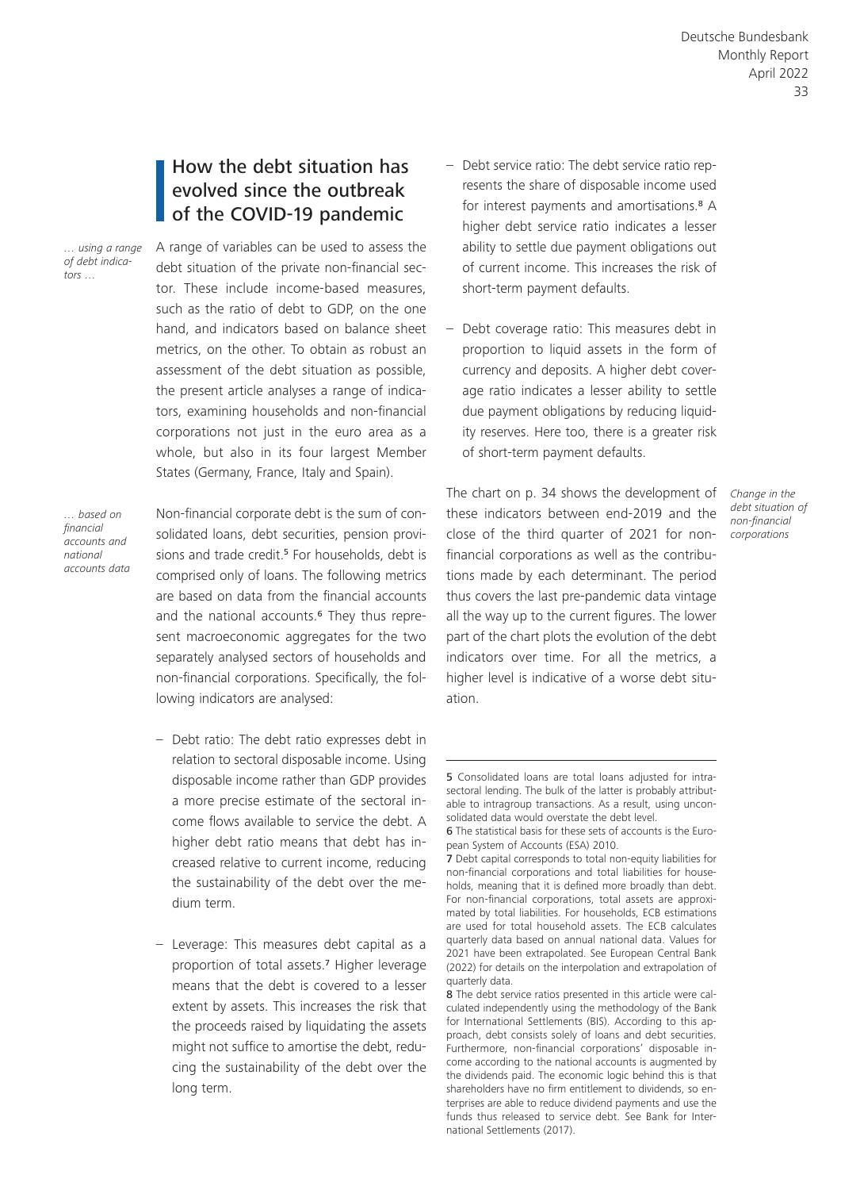## How the debt situation has evolved since the outbreak of the COVID-19 pandemic

*… using a range of debt indicators …*

A range of variables can be used to assess the debt situation of the private non-financial sector. These include income-based measures, such as the ratio of debt to GDP, on the one hand, and indicators based on balance sheet metrics, on the other. To obtain as robust an assessment of the debt situation as possible, the present article analyses a range of indicators, examining households and non-financial corporations not just in the euro area as a whole, but also in its four largest Member States (Germany, France, Italy and Spain).

*… based on financial accounts and national accounts data*

Non-financial corporate debt is the sum of consolidated loans, debt securities, pension provisions and trade credit.[5] For households, debt is comprised only of loans. The following metrics are based on data from the financial accounts and the national accounts.[6] They thus represent macroeconomic aggregates for the two separately analysed sectors of households and non-financial corporations. Specifically, the following indicators are analysed:

– Debt ratio: The debt ratio expresses debt in relation to sectoral disposable income. Using disposable income rather than GDP provides a more precise estimate of the sectoral income flows available to service the debt. A higher debt ratio means that debt has increased relative to current income, reducing the sustainability of the debt over the medium term.

– Leverage: This measures debt capital as a proportion of total assets.[7] Higher leverage means that the debt is covered to a lesser extent by assets. This increases the risk that the proceeds raised by liquidating the assets might not suffice to amortise the debt, reducing the sustainability of the debt over the long term.

– Debt service ratio: The debt service ratio represents the share of disposable income used for interest payments and amortisations.[8] A higher debt service ratio indicates a lesser ability to settle due payment obligations out of current income. This increases the risk of short-term payment defaults.

– Debt coverage ratio: This measures debt in proportion to liquid assets in the form of currency and deposits. A higher debt coverage ratio indicates a lesser ability to settle due payment obligations by reducing liquidity reserves. Here too, there is a greater risk of short-term payment defaults.

*Change in the debt situation of non-financial corporations*

The chart on p. 34 shows the development of these indicators between end-2019 and the close of the third quarter of 2021 for non-financial corporations as well as the contributions made by each determinant. The period thus covers the last pre-pandemic data vintage all the way up to the current figures. The lower part of the chart plots the evolution of the debt indicators over time. For all the metrics, a higher level is indicative of a worse debt situation.

---

5 Consolidated loans are total loans adjusted for intrasectoral lending. The bulk of the latter is probably attributable to intragroup transactions. As a result, using unconsolidated data would overstate the debt level.

6 The statistical basis for these sets of accounts is the European System of Accounts (ESA) 2010.

7 Debt capital corresponds to total non-equity liabilities for non-financial corporations and total liabilities for households, meaning that it is defined more broadly than debt. For non-financial corporations, total assets are approximated by total liabilities. For households, ECB estimations are used for total household assets. The ECB calculates quarterly data based on annual national data. Values for 2021 have been extrapolated. See European Central Bank (2022) for details on the interpolation and extrapolation of quarterly data.

8 The debt service ratios presented in this article were calculated independently using the methodology of the Bank for International Settlements (BIS). According to this approach, debt consists solely of loans and debt securities. Furthermore, non-financial corporations' disposable income according to the national accounts is augmented by the dividends paid. The economic logic behind this is that shareholders have no firm entitlement to dividends, so enterprises are able to reduce dividend payments and use the funds thus released to service debt. See Bank for International Settlements (2017).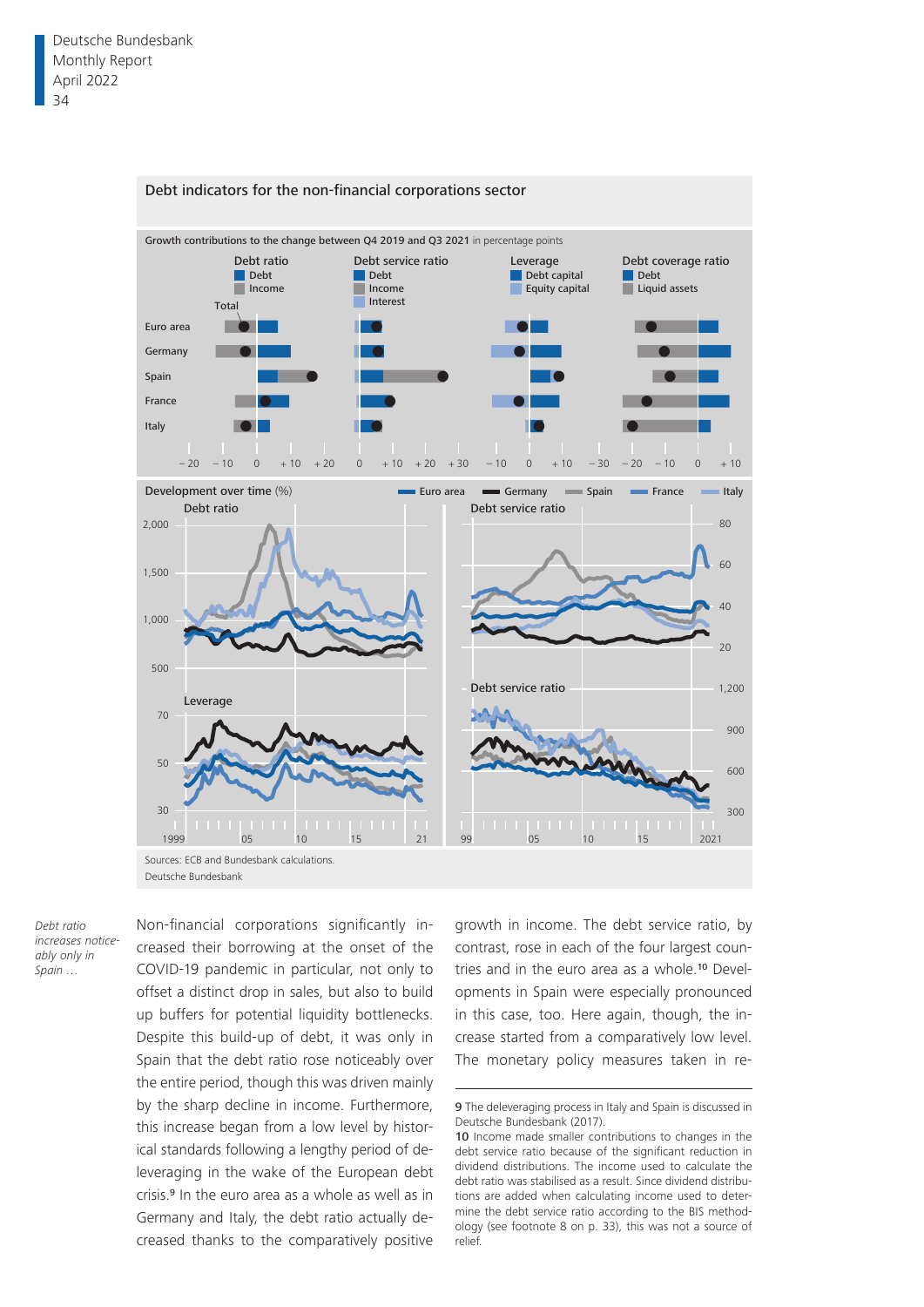**Debt indicators for the non-financial corporations sector**

Growth contributions to the change between Q4 2019 and Q3 2021 in percentage points

Development over time (%)

Sources: ECB and Bundesbank calculations.

*Debt ratio increases noticeably only in Spain …*

Non-financial corporations significantly increased their borrowing at the onset of the COVID-19 pandemic in particular, not only to offset a distinct drop in sales, but also to build up buffers for potential liquidity bottlenecks. Despite this build-up of debt, it was only in Spain that the debt ratio rose noticeably over the entire period, though this was driven mainly by the sharp decline in income. Furthermore, this increase began from a low level by historical standards following a lengthy period of deleveraging in the wake of the European debt crisis.[9] In the euro area as a whole as well as in Germany and Italy, the debt ratio actually decreased thanks to the comparatively positive growth in income. The debt service ratio, by contrast, rose in each of the four largest countries and in the euro area as a whole.[10] Developments in Spain were especially pronounced in this case, too. Here again, though, the increase started from a comparatively low level. The monetary policy measures taken in re-

9 The deleveraging process in Italy and Spain is discussed in Deutsche Bundesbank (2017).

10 Income made smaller contributions to changes in the debt service ratio because of the significant reduction in dividend distributions. The income used to calculate the debt ratio was stabilised as a result. Since dividend distributions are added when calculating income used to determine the debt service ratio according to the BIS methodology (see footnote 8 on p. 33), this was not a source of relief.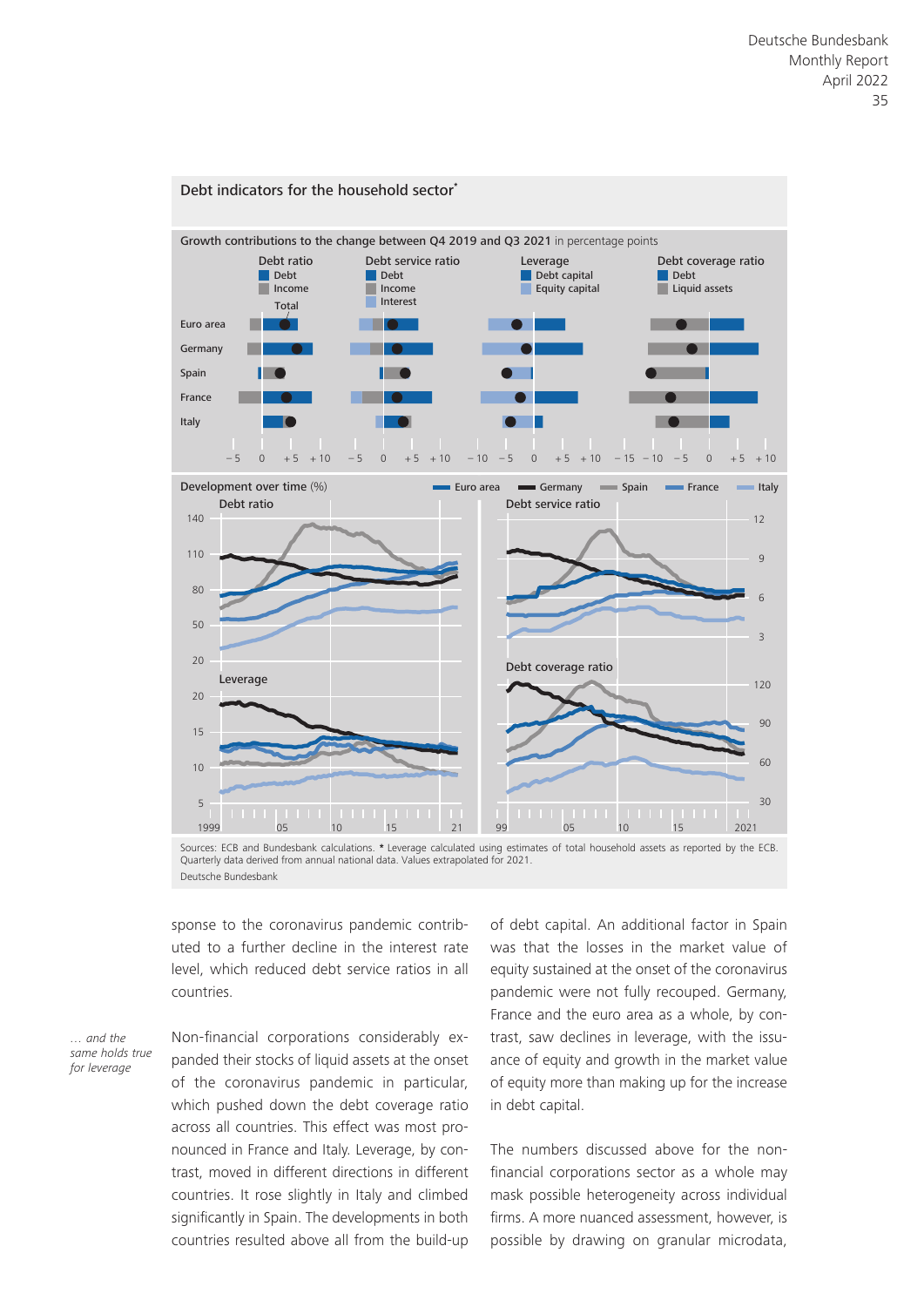**Debt indicators for the household sector***

Growth contributions to the change between Q4 2019 and Q3 2021 in percentage points

Development over time (%)

Sources: ECB and Bundesbank calculations. * Leverage calculated using estimates of total household assets as reported by the ECB. Quarterly data derived from annual national data. Values extrapolated for 2021.

Deutsche Bundesbank

sponse to the coronavirus pandemic contributed to a further decline in the interest rate level, which reduced debt service ratios in all countries.

*... and the same holds true for leverage*

Non-financial corporations considerably expanded their stocks of liquid assets at the onset of the coronavirus pandemic in particular, which pushed down the debt coverage ratio across all countries. This effect was most pronounced in France and Italy. Leverage, by contrast, moved in different directions in different countries. It rose slightly in Italy and climbed significantly in Spain. The developments in both countries resulted above all from the build-up of debt capital. An additional factor in Spain was that the losses in the market value of equity sustained at the onset of the coronavirus pandemic were not fully recouped. Germany, France and the euro area as a whole, by contrast, saw declines in leverage, with the issuance of equity and growth in the market value of equity more than making up for the increase in debt capital.

The numbers discussed above for the non-financial corporations sector as a whole may mask possible heterogeneity across individual firms. A more nuanced assessment, however, is possible by drawing on granular microdata,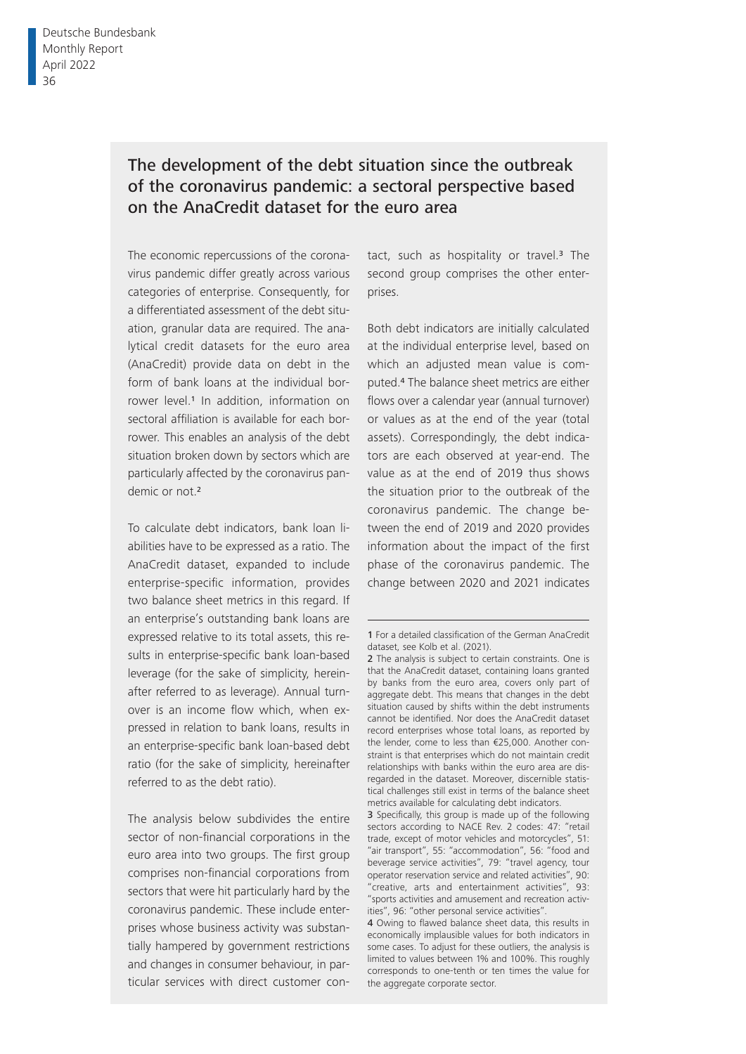## The development of the debt situation since the outbreak of the coronavirus pandemic: a sectoral perspective based on the AnaCredit dataset for the euro area

The economic repercussions of the coronavirus pandemic differ greatly across various categories of enterprise. Consequently, for a differentiated assessment of the debt situation, granular data are required. The analytical credit datasets for the euro area (AnaCredit) provide data on debt in the form of bank loans at the individual borrower level.[1] In addition, information on sectoral affiliation is available for each borrower. This enables an analysis of the debt situation broken down by sectors which are particularly affected by the coronavirus pandemic or not.[2]

To calculate debt indicators, bank loan liabilities have to be expressed as a ratio. The AnaCredit dataset, expanded to include enterprise-specific information, provides two balance sheet metrics in this regard. If an enterprise's outstanding bank loans are expressed relative to its total assets, this results in enterprise-specific bank loan-based leverage (for the sake of simplicity, hereinafter referred to as leverage). Annual turnover is an income flow which, when expressed in relation to bank loans, results in an enterprise-specific bank loan-based debt ratio (for the sake of simplicity, hereinafter referred to as the debt ratio).

The analysis below subdivides the entire sector of non-financial corporations in the euro area into two groups. The first group comprises non-financial corporations from sectors that were hit particularly hard by the coronavirus pandemic. These include enterprises whose business activity was substantially hampered by government restrictions and changes in consumer behaviour, in particular services with direct customer contact, such as hospitality or travel.[3] The second group comprises the other enterprises.

Both debt indicators are initially calculated at the individual enterprise level, based on which an adjusted mean value is computed.[4] The balance sheet metrics are either flows over a calendar year (annual turnover) or values as at the end of the year (total assets). Correspondingly, the debt indicators are each observed at year-end. The value as at the end of 2019 thus shows the situation prior to the outbreak of the coronavirus pandemic. The change between the end of 2019 and 2020 provides information about the impact of the first phase of the coronavirus pandemic. The change between 2020 and 2021 indicates

---

1 For a detailed classification of the German AnaCredit dataset, see Kolb et al. (2021).

2 The analysis is subject to certain constraints. One is that the AnaCredit dataset, containing loans granted by banks from the euro area, covers only part of aggregate debt. This means that changes in the debt situation caused by shifts within the debt instruments cannot be identified. Nor does the AnaCredit dataset record enterprises whose total loans, as reported by the lender, come to less than €25,000. Another constraint is that enterprises which do not maintain credit relationships with banks within the euro area are disregarded in the dataset. Moreover, discernible statistical challenges still exist in terms of the balance sheet metrics available for calculating debt indicators.

3 Specifically, this group is made up of the following sectors according to NACE Rev. 2 codes: 47: "retail trade, except of motor vehicles and motorcycles", 51: "air transport", 55: "accommodation", 56: "food and beverage service activities", 79: "travel agency, tour operator reservation service and related activities", 90: "creative, arts and entertainment activities", 93: "sports activities and amusement and recreation activities", 96: "other personal service activities".

4 Owing to flawed balance sheet data, this results in economically implausible values for both indicators in some cases. To adjust for these outliers, the analysis is limited to values between 1% and 100%. This roughly corresponds to one-tenth or ten times the value for the aggregate corporate sector.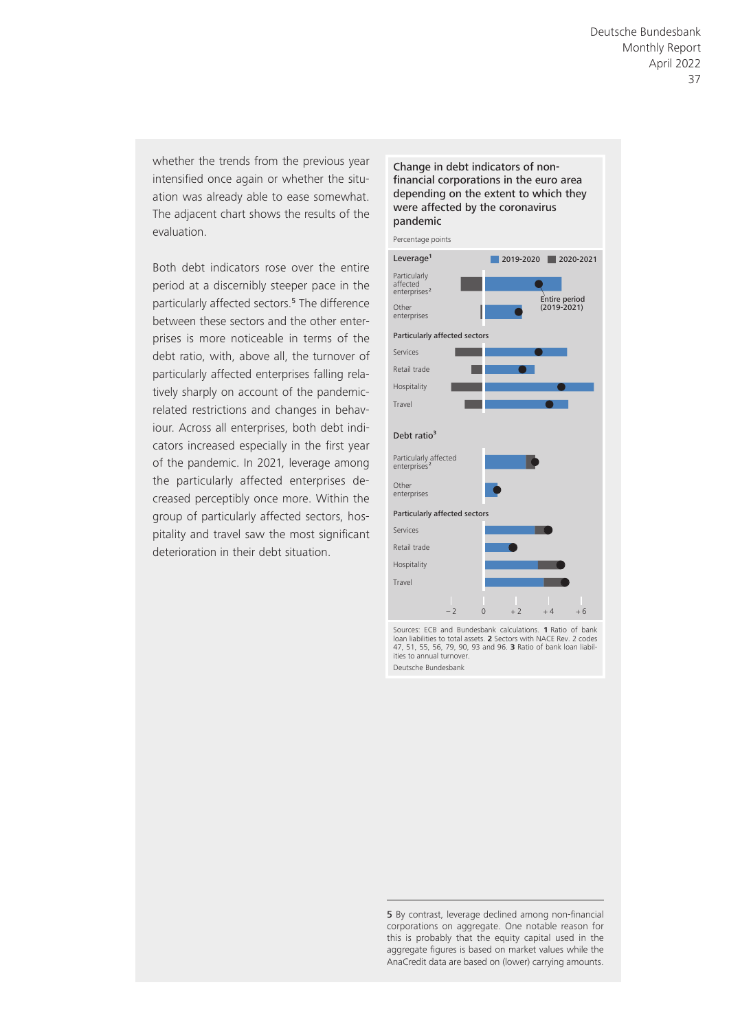whether the trends from the previous year intensified once again or whether the situation was already able to ease somewhat. The adjacent chart shows the results of the evaluation.

Both debt indicators rose over the entire period at a discernibly steeper pace in the particularly affected sectors.[5] The difference between these sectors and the other enterprises is more noticeable in terms of the debt ratio, with, above all, the turnover of particularly affected enterprises falling relatively sharply on account of the pandemic-related restrictions and changes in behaviour. Across all enterprises, both debt indicators increased especially in the first year of the pandemic. In 2021, leverage among the particularly affected enterprises decreased perceptibly once more. Within the group of particularly affected sectors, hospitality and travel saw the most significant deterioration in their debt situation.

**Change in debt indicators of non-financial corporations in the euro area depending on the extent to which they were affected by the coronavirus pandemic**

Percentage points

Leverage[1] — 2019-2020, 2020-2021, Entire period (2019-2021)

- Particularly affected enterprises[2]
- Other enterprises

Particularly affected sectors

- Services
- Retail trade
- Hospitality
- Travel

Debt ratio[3]

- Particularly affected enterprises[2]
- Other enterprises

Particularly affected sectors

- Services
- Retail trade
- Hospitality
- Travel

−2 0 +2 +4 +6

Sources: ECB and Bundesbank calculations. **1** Ratio of bank loan liabilities to total assets. **2** Sectors with NACE Rev. 2 codes 47, 51, 55, 56, 79, 90, 93 and 96. **3** Ratio of bank loan liabilities to annual turnover.

Deutsche Bundesbank

5 By contrast, leverage declined among non-financial corporations on aggregate. One notable reason for this is probably that the equity capital used in the aggregate figures is based on market values while the AnaCredit data are based on (lower) carrying amounts.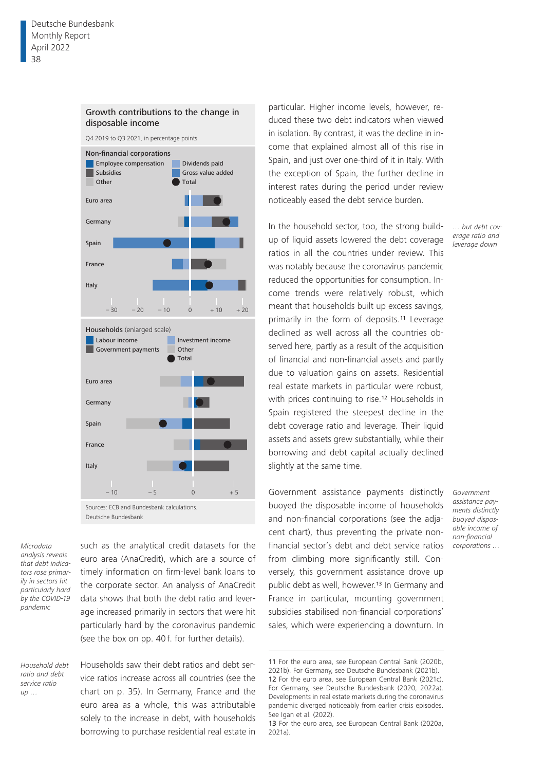**Growth contributions to the change in disposable income**

Q4 2019 to Q3 2021, in percentage points

Non-financial corporations

Employee compensation, Subsidies, Other, Dividends paid, Gross value added, Total

Euro area, Germany, Spain, France, Italy

− 30, − 20, − 10, 0, + 10, + 20

Households (enlarged scale)

Labour income, Government payments, Investment income, Other, Total

Euro area, Germany, Spain, France, Italy

− 10, − 5, 0, + 5

Sources: ECB and Bundesbank calculations.
Deutsche Bundesbank

*Microdata analysis reveals that debt indicators rose primarily in sectors hit particularly hard by the COVID-19 pandemic*

such as the analytical credit datasets for the euro area (AnaCredit), which are a source of timely information on firm-level bank loans to the corporate sector. An analysis of AnaCredit data shows that both the debt ratio and leverage increased primarily in sectors that were hit particularly hard by the coronavirus pandemic (see the box on pp. 40 f. for further details).

*Household debt ratio and debt service ratio up …*

Households saw their debt ratios and debt service ratios increase across all countries (see the chart on p. 35). In Germany, France and the euro area as a whole, this was attributable solely to the increase in debt, with households borrowing to purchase residential real estate in particular. Higher income levels, however, reduced these two debt indicators when viewed in isolation. By contrast, it was the decline in income that explained almost all of this rise in Spain, and just over one-third of it in Italy. With the exception of Spain, the further decline in interest rates during the period under review noticeably eased the debt service burden.

*… but debt coverage ratio and leverage down*

In the household sector, too, the strong build-up of liquid assets lowered the debt coverage ratios in all the countries under review. This was notably because the coronavirus pandemic reduced the opportunities for consumption. Income trends were relatively robust, which meant that households built up excess savings, primarily in the form of deposits.[11] Leverage declined as well across all the countries observed here, partly as a result of the acquisition of financial and non-financial assets and partly due to valuation gains on assets. Residential real estate markets in particular were robust, with prices continuing to rise.[12] Households in Spain registered the steepest decline in the debt coverage ratio and leverage. Their liquid assets and assets grew substantially, while their borrowing and debt capital actually declined slightly at the same time.

*Government assistance payments distinctly buoyed disposable income of non-financial corporations …*

Government assistance payments distinctly buoyed the disposable income of households and non-financial corporations (see the adjacent chart), thus preventing the private non-financial sector's debt and debt service ratios from climbing more significantly still. Conversely, this government assistance drove up public debt as well, however.[13] In Germany and France in particular, mounting government subsidies stabilised non-financial corporations' sales, which were experiencing a downturn. In

---

11 For the euro area, see European Central Bank (2020b, 2021b). For Germany, see Deutsche Bundesbank (2021b).
12 For the euro area, see European Central Bank (2021c). For Germany, see Deutsche Bundesbank (2020, 2022a). Developments in real estate markets during the coronavirus pandemic diverged noticeably from earlier crisis episodes. See Igan et al. (2022).
13 For the euro area, see European Central Bank (2020a, 2021a).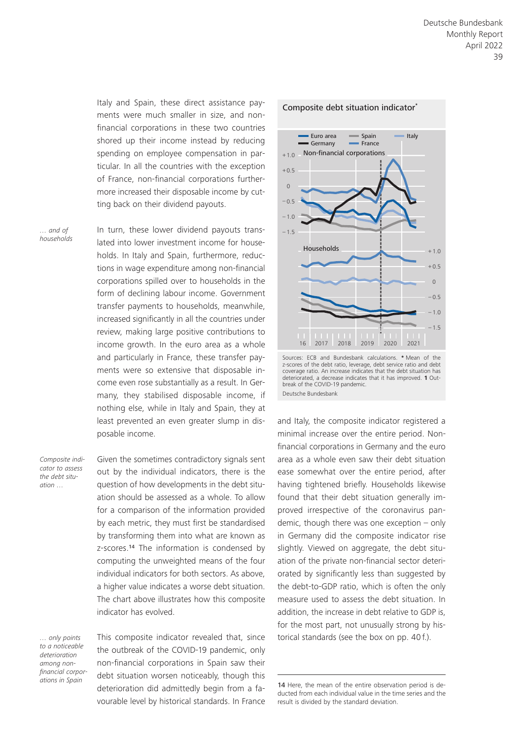Italy and Spain, these direct assistance payments were much smaller in size, and non-financial corporations in these two countries shored up their income instead by reducing spending on employee compensation in particular. In all the countries with the exception of France, non-financial corporations furthermore increased their disposable income by cutting back on their dividend payouts.

*… and of households*

In turn, these lower dividend payouts translated into lower investment income for households. In Italy and Spain, furthermore, reductions in wage expenditure among non-financial corporations spilled over to households in the form of declining labour income. Government transfer payments to households, meanwhile, increased significantly in all the countries under review, making large positive contributions to income growth. In the euro area as a whole and particularly in France, these transfer payments were so extensive that disposable income even rose substantially as a result. In Germany, they stabilised disposable income, if nothing else, while in Italy and Spain, they at least prevented an even greater slump in disposable income.

*Composite indicator to assess the debt situation …*

Given the sometimes contradictory signals sent out by the individual indicators, there is the question of how developments in the debt situation should be assessed as a whole. To allow for a comparison of the information provided by each metric, they must first be standardised by transforming them into what are known as z-scores.[14] The information is condensed by computing the unweighted means of the four individual indicators for both sectors. As above, a higher value indicates a worse debt situation. The chart above illustrates how this composite indicator has evolved.

*… only points to a noticeable deterioration among non-financial corporations in Spain*

This composite indicator revealed that, since the outbreak of the COVID-19 pandemic, only non-financial corporations in Spain saw their debt situation worsen noticeably, though this deterioration did admittedly begin from a favourable level by historical standards. In France and Italy, the composite indicator registered a minimal increase over the entire period. Non-financial corporations in Germany and the euro area as a whole even saw their debt situation ease somewhat over the entire period, after having tightened briefly. Households likewise found that their debt situation generally improved irrespective of the coronavirus pandemic, though there was one exception – only in Germany did the composite indicator rise slightly. Viewed on aggregate, the debt situation of the private non-financial sector deteriorated by significantly less than suggested by the debt-to-GDP ratio, which is often the only measure used to assess the debt situation. In addition, the increase in debt relative to GDP is, for the most part, not unusually strong by historical standards (see the box on pp. 40 f.).

**Composite debt situation indicator***

Sources: ECB and Bundesbank calculations. * Mean of the z-scores of the debt ratio, leverage, debt service ratio and debt coverage ratio. An increase indicates that the debt situation has deteriorated, a decrease indicates that it has improved. **1** Outbreak of the COVID-19 pandemic.

Deutsche Bundesbank

14 Here, the mean of the entire observation period is deducted from each individual value in the time series and the result is divided by the standard deviation.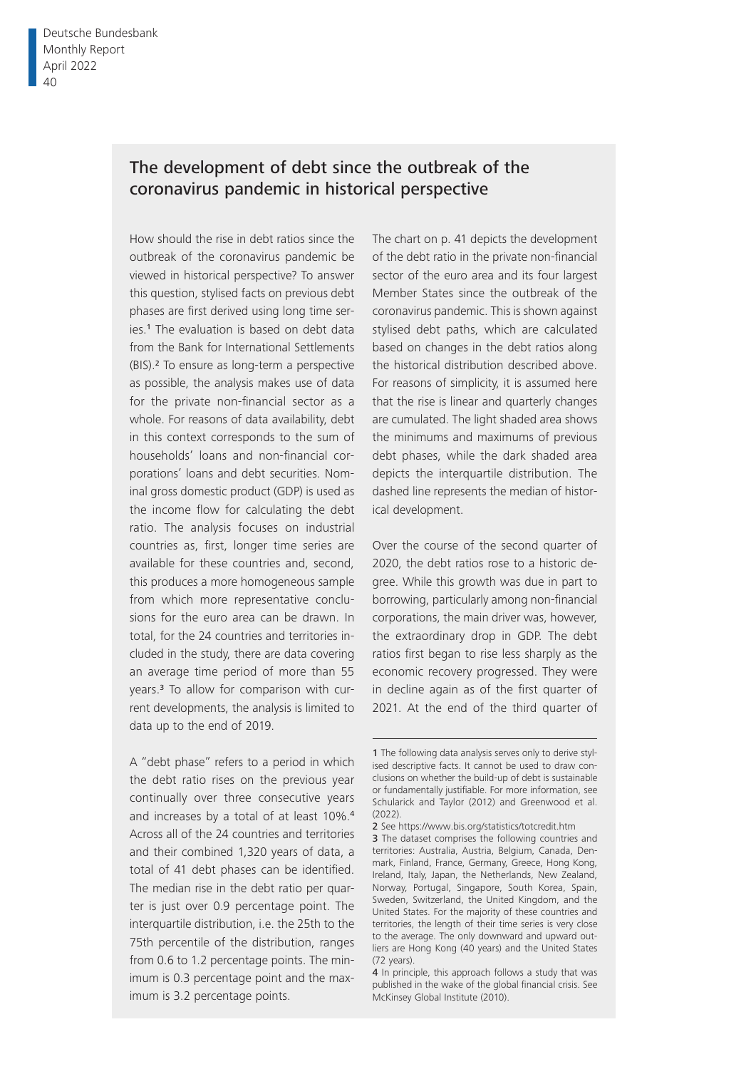## The development of debt since the outbreak of the coronavirus pandemic in historical perspective

How should the rise in debt ratios since the outbreak of the coronavirus pandemic be viewed in historical perspective? To answer this question, stylised facts on previous debt phases are first derived using long time series.[1] The evaluation is based on debt data from the Bank for International Settlements (BIS).[2] To ensure as long-term a perspective as possible, the analysis makes use of data for the private non-financial sector as a whole. For reasons of data availability, debt in this context corresponds to the sum of households' loans and non-financial corporations' loans and debt securities. Nominal gross domestic product (GDP) is used as the income flow for calculating the debt ratio. The analysis focuses on industrial countries as, first, longer time series are available for these countries and, second, this produces a more homogeneous sample from which more representative conclusions for the euro area can be drawn. In total, for the 24 countries and territories included in the study, there are data covering an average time period of more than 55 years.[3] To allow for comparison with current developments, the analysis is limited to data up to the end of 2019.

A "debt phase" refers to a period in which the debt ratio rises on the previous year continually over three consecutive years and increases by a total of at least 10%.[4] Across all of the 24 countries and territories and their combined 1,320 years of data, a total of 41 debt phases can be identified. The median rise in the debt ratio per quarter is just over 0.9 percentage point. The interquartile distribution, i.e. the 25th to the 75th percentile of the distribution, ranges from 0.6 to 1.2 percentage points. The minimum is 0.3 percentage point and the maximum is 3.2 percentage points.

The chart on p. 41 depicts the development of the debt ratio in the private non-financial sector of the euro area and its four largest Member States since the outbreak of the coronavirus pandemic. This is shown against stylised debt paths, which are calculated based on changes in the debt ratios along the historical distribution described above. For reasons of simplicity, it is assumed here that the rise is linear and quarterly changes are cumulated. The light shaded area shows the minimums and maximums of previous debt phases, while the dark shaded area depicts the interquartile distribution. The dashed line represents the median of historical development.

Over the course of the second quarter of 2020, the debt ratios rose to a historic degree. While this growth was due in part to borrowing, particularly among non-financial corporations, the main driver was, however, the extraordinary drop in GDP. The debt ratios first began to rise less sharply as the economic recovery progressed. They were in decline again as of the first quarter of 2021. At the end of the third quarter of

---

1 The following data analysis serves only to derive stylised descriptive facts. It cannot be used to draw conclusions on whether the build-up of debt is sustainable or fundamentally justifiable. For more information, see Schularick and Taylor (2012) and Greenwood et al. (2022).

2 See https://www.bis.org/statistics/totcredit.htm

3 The dataset comprises the following countries and territories: Australia, Austria, Belgium, Canada, Denmark, Finland, France, Germany, Greece, Hong Kong, Ireland, Italy, Japan, the Netherlands, New Zealand, Norway, Portugal, Singapore, South Korea, Spain, Sweden, Switzerland, the United Kingdom, and the United States. For the majority of these countries and territories, the length of their time series is very close to the average. The only downward and upward outliers are Hong Kong (40 years) and the United States (72 years).

4 In principle, this approach follows a study that was published in the wake of the global financial crisis. See McKinsey Global Institute (2010).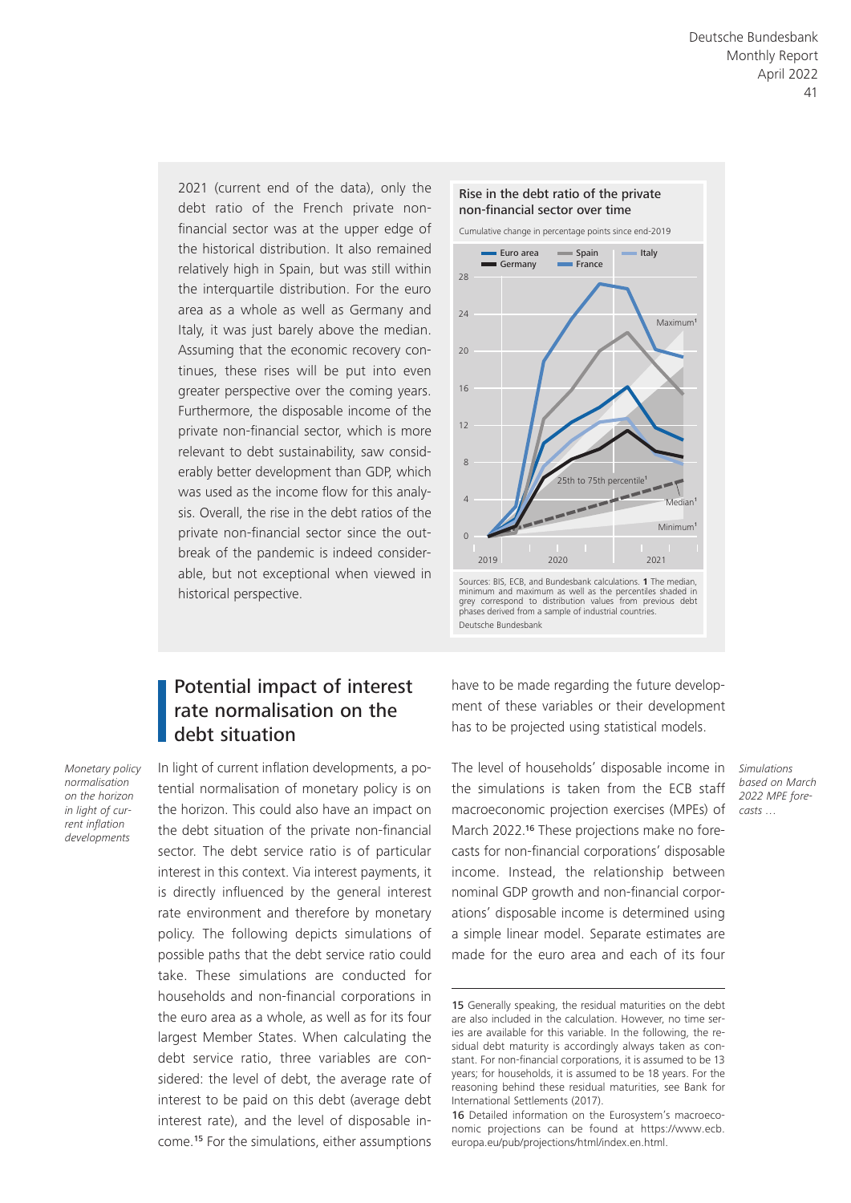2021 (current end of the data), only the debt ratio of the French private non-financial sector was at the upper edge of the historical distribution. It also remained relatively high in Spain, but was still within the interquartile distribution. For the euro area as a whole as well as Germany and Italy, it was just barely above the median. Assuming that the economic recovery continues, these rises will be put into even greater perspective over the coming years. Furthermore, the disposable income of the private non-financial sector, which is more relevant to debt sustainability, saw considerably better development than GDP, which was used as the income flow for this analysis. Overall, the rise in the debt ratios of the private non-financial sector since the outbreak of the pandemic is indeed considerable, but not exceptional when viewed in historical perspective.

**Rise in the debt ratio of the private non-financial sector over time**

Cumulative change in percentage points since end-2019

Sources: BIS, ECB, and Bundesbank calculations. **1** The median, minimum and maximum as well as the percentiles shaded in grey correspond to distribution values from previous debt phases derived from a sample of industrial countries.

Deutsche Bundesbank

## Potential impact of interest rate normalisation on the debt situation

*Monetary policy normalisation on the horizon in light of current inflation developments*

In light of current inflation developments, a potential normalisation of monetary policy is on the horizon. This could also have an impact on the debt situation of the private non-financial sector. The debt service ratio is of particular interest in this context. Via interest payments, it is directly influenced by the general interest rate environment and therefore by monetary policy. The following depicts simulations of possible paths that the debt service ratio could take. These simulations are conducted for households and non-financial corporations in the euro area as a whole, as well as for its four largest Member States. When calculating the debt service ratio, three variables are considered: the level of debt, the average rate of interest to be paid on this debt (average debt interest rate), and the level of disposable income.[15] For the simulations, either assumptions have to be made regarding the future development of these variables or their development has to be projected using statistical models.

*Simulations based on March 2022 MPE forecasts …*

The level of households' disposable income in the simulations is taken from the ECB staff macroeconomic projection exercises (MPEs) of March 2022.[16] These projections make no forecasts for non-financial corporations' disposable income. Instead, the relationship between nominal GDP growth and non-financial corporations' disposable income is determined using a simple linear model. Separate estimates are made for the euro area and each of its four

---

15 Generally speaking, the residual maturities on the debt are also included in the calculation. However, no time series are available for this variable. In the following, the residual debt maturity is accordingly always taken as constant. For non-financial corporations, it is assumed to be 13 years; for households, it is assumed to be 18 years. For the reasoning behind these residual maturities, see Bank for International Settlements (2017).

16 Detailed information on the Eurosystem's macroeconomic projections can be found at https://www.ecb.europa.eu/pub/projections/html/index.en.html.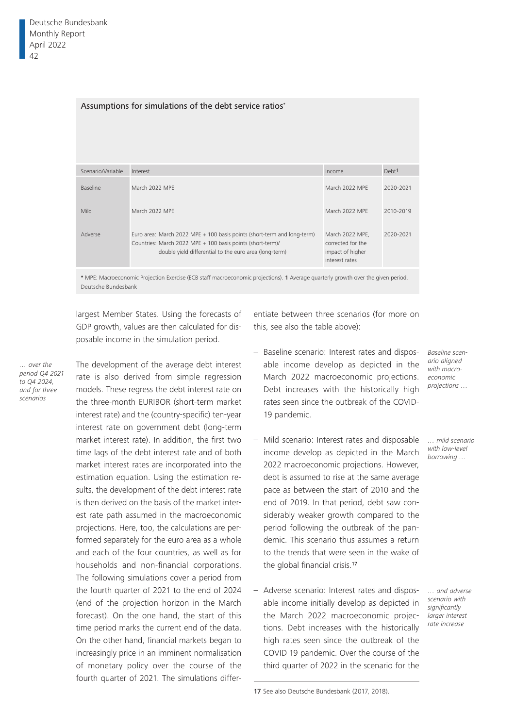**Assumptions for simulations of the debt service ratios***

| Scenario/Variable | Interest | Income | Debt[1] |
|---|---|---|---|
| Baseline | March 2022 MPE | March 2022 MPE | 2020-2021 |
| Mild | March 2022 MPE | March 2022 MPE | 2010-2019 |
| Adverse | Euro area: March 2022 MPE + 100 basis points (short-term and long-term) Countries: March 2022 MPE + 100 basis points (short-term)/ double yield differential to the euro area (long-term) | March 2022 MPE, corrected for the impact of higher interest rates | 2020-2021 |

* MPE: Macroeconomic Projection Exercise (ECB staff macroeconomic projections). **1** Average quarterly growth over the given period.
Deutsche Bundesbank

largest Member States. Using the forecasts of GDP growth, values are then calculated for disposable income in the simulation period.

*… over the period Q4 2021 to Q4 2024, and for three scenarios*

The development of the average debt interest rate is also derived from simple regression models. These regress the debt interest rate on the three-month EURIBOR (short-term market interest rate) and the (country-specific) ten-year interest rate on government debt (long-term market interest rate). In addition, the first two time lags of the debt interest rate and of both market interest rates are incorporated into the estimation equation. Using the estimation results, the development of the debt interest rate is then derived on the basis of the market interest rate path assumed in the macroeconomic projections. Here, too, the calculations are performed separately for the euro area as a whole and each of the four countries, as well as for households and non-financial corporations. The following simulations cover a period from the fourth quarter of 2021 to the end of 2024 (end of the projection horizon in the March forecast). On the one hand, the start of this time period marks the current end of the data. On the other hand, financial markets began to increasingly price in an imminent normalisation of monetary policy over the course of the fourth quarter of 2021. The simulations differentiate between three scenarios (for more on this, see also the table above):

*Baseline scenario aligned with macroeconomic projections …*

– Baseline scenario: Interest rates and disposable income develop as depicted in the March 2022 macroeconomic projections. Debt increases with the historically high rates seen since the outbreak of the COVID-19 pandemic.

*… mild scenario with low-level borrowing …*

– Mild scenario: Interest rates and disposable income develop as depicted in the March 2022 macroeconomic projections. However, debt is assumed to rise at the same average pace as between the start of 2010 and the end of 2019. In that period, debt saw considerably weaker growth compared to the period following the outbreak of the pandemic. This scenario thus assumes a return to the trends that were seen in the wake of the global financial crisis.[17]

*… and adverse scenario with significantly larger interest rate increase*

– Adverse scenario: Interest rates and disposable income initially develop as depicted in the March 2022 macroeconomic projections. Debt increases with the historically high rates seen since the outbreak of the COVID-19 pandemic. Over the course of the third quarter of 2022 in the scenario for the

**17** See also Deutsche Bundesbank (2017, 2018).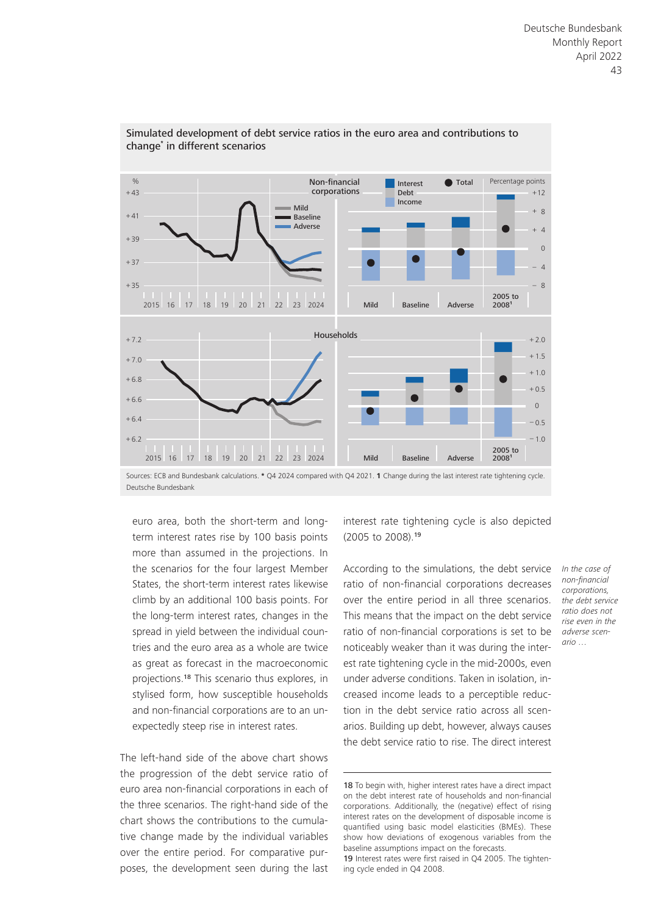**Simulated development of debt service ratios in the euro area and contributions to change\* in different scenarios**

Sources: ECB and Bundesbank calculations. \* Q4 2024 compared with Q4 2021. 1 Change during the last interest rate tightening cycle.
Deutsche Bundesbank

euro area, both the short-term and long-term interest rates rise by 100 basis points more than assumed in the projections. In the scenarios for the four largest Member States, the short-term interest rates likewise climb by an additional 100 basis points. For the long-term interest rates, changes in the spread in yield between the individual countries and the euro area as a whole are twice as great as forecast in the macroeconomic projections.[18] This scenario thus explores, in stylised form, how susceptible households and non-financial corporations are to an unexpectedly steep rise in interest rates.

The left-hand side of the above chart shows the progression of the debt service ratio of euro area non-financial corporations in each of the three scenarios. The right-hand side of the chart shows the contributions to the cumulative change made by the individual variables over the entire period. For comparative purposes, the development seen during the last interest rate tightening cycle is also depicted (2005 to 2008).[19]

*In the case of non-financial corporations, the debt service ratio does not rise even in the adverse scenario …*

According to the simulations, the debt service ratio of non-financial corporations decreases over the entire period in all three scenarios. This means that the impact on the debt service ratio of non-financial corporations is set to be noticeably weaker than it was during the interest rate tightening cycle in the mid-2000s, even under adverse conditions. Taken in isolation, increased income leads to a perceptible reduction in the debt service ratio across all scenarios. Building up debt, however, always causes the debt service ratio to rise. The direct interest

18 To begin with, higher interest rates have a direct impact on the debt interest rate of households and non-financial corporations. Additionally, the (negative) effect of rising interest rates on the development of disposable income is quantified using basic model elasticities (BMEs). These show how deviations of exogenous variables from the baseline assumptions impact on the forecasts.

19 Interest rates were first raised in Q4 2005. The tightening cycle ended in Q4 2008.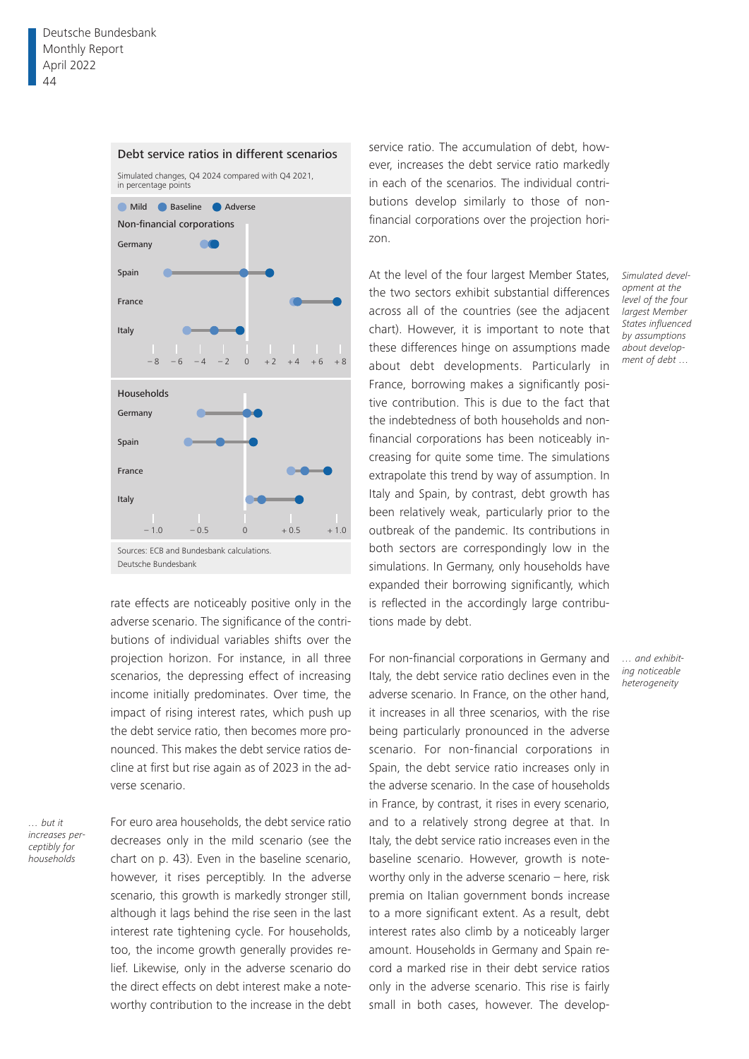**Debt service ratios in different scenarios**

Simulated changes, Q4 2024 compared with Q4 2021, in percentage points

Mild · Baseline · Adverse

Non-financial corporations

Germany

Spain

France

Italy

−8 −6 −4 −2 0 +2 +4 +6 +8

Households

Germany

Spain

France

Italy

−1.0 −0.5 0 +0.5 +1.0

Sources: ECB and Bundesbank calculations.
Deutsche Bundesbank

rate effects are noticeably positive only in the adverse scenario. The significance of the contributions of individual variables shifts over the projection horizon. For instance, in all three scenarios, the depressing effect of increasing income initially predominates. Over time, the impact of rising interest rates, which push up the debt service ratio, then becomes more pronounced. This makes the debt service ratios decline at first but rise again as of 2023 in the adverse scenario.

*… but it increases perceptibly for households*

For euro area households, the debt service ratio decreases only in the mild scenario (see the chart on p. 43). Even in the baseline scenario, however, it rises perceptibly. In the adverse scenario, this growth is markedly stronger still, although it lags behind the rise seen in the last interest rate tightening cycle. For households, too, the income growth generally provides relief. Likewise, only in the adverse scenario do the direct effects on debt interest make a noteworthy contribution to the increase in the debt service ratio. The accumulation of debt, however, increases the debt service ratio markedly in each of the scenarios. The individual contributions develop similarly to those of non-financial corporations over the projection horizon.

*Simulated development at the level of the four largest Member States influenced by assumptions about development of debt …*

At the level of the four largest Member States, the two sectors exhibit substantial differences across all of the countries (see the adjacent chart). However, it is important to note that these differences hinge on assumptions made about debt developments. Particularly in France, borrowing makes a significantly positive contribution. This is due to the fact that the indebtedness of both households and non-financial corporations has been noticeably increasing for quite some time. The simulations extrapolate this trend by way of assumption. In Italy and Spain, by contrast, debt growth has been relatively weak, particularly prior to the outbreak of the pandemic. Its contributions in both sectors are correspondingly low in the simulations. In Germany, only households have expanded their borrowing significantly, which is reflected in the accordingly large contributions made by debt.

*… and exhibiting noticeable heterogeneity*

For non-financial corporations in Germany and Italy, the debt service ratio declines even in the adverse scenario. In France, on the other hand, it increases in all three scenarios, with the rise being particularly pronounced in the adverse scenario. For non-financial corporations in Spain, the debt service ratio increases only in the adverse scenario. In the case of households in France, by contrast, it rises in every scenario, and to a relatively strong degree at that. In Italy, the debt service ratio increases even in the baseline scenario. However, growth is noteworthy only in the adverse scenario – here, risk premia on Italian government bonds increase to a more significant extent. As a result, debt interest rates also climb by a noticeably larger amount. Households in Germany and Spain record a marked rise in their debt service ratios only in the adverse scenario. This rise is fairly small in both cases, however. The develop-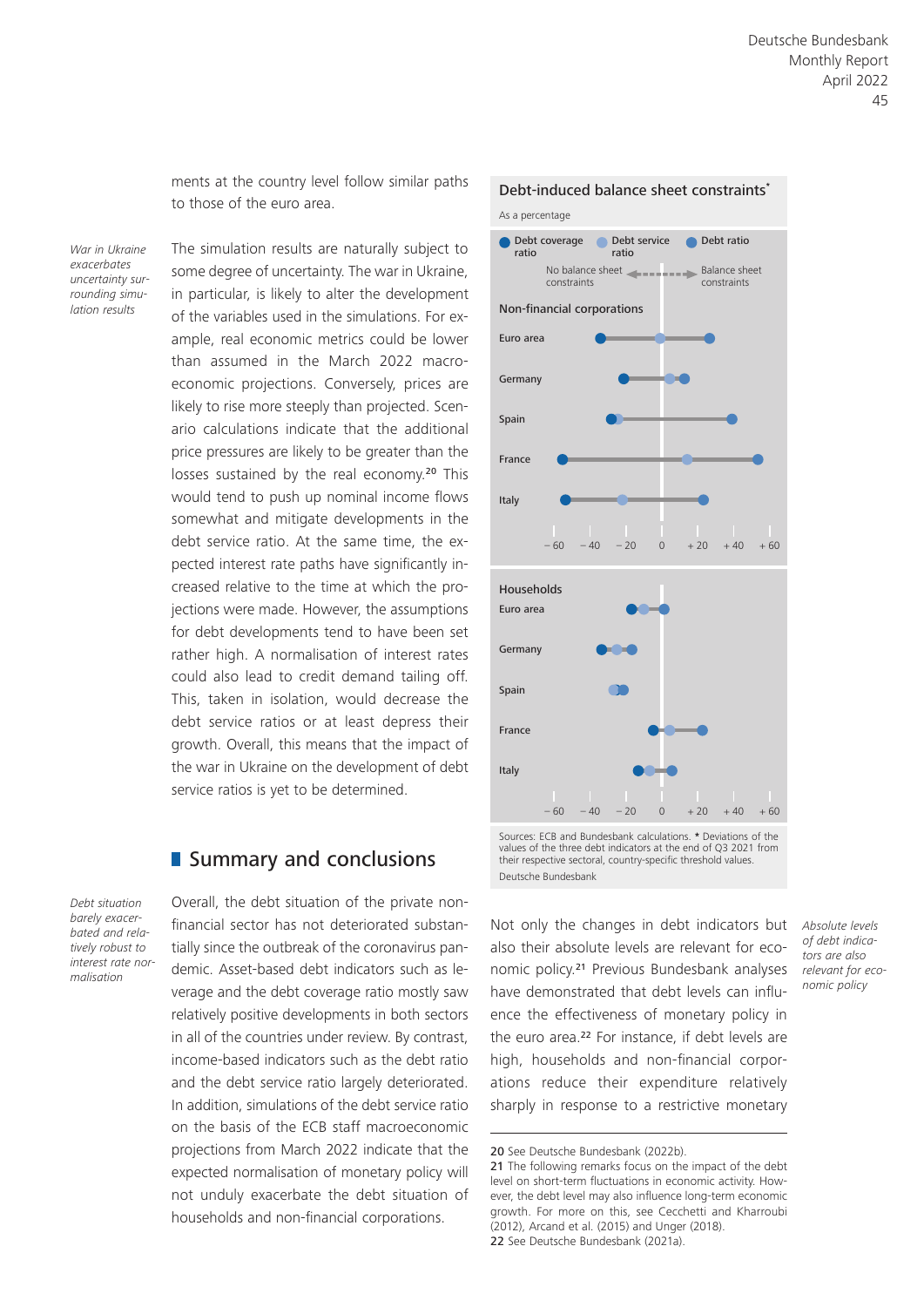ments at the country level follow similar paths to those of the euro area.

*War in Ukraine exacerbates uncertainty surrounding simulation results*

The simulation results are naturally subject to some degree of uncertainty. The war in Ukraine, in particular, is likely to alter the development of the variables used in the simulations. For example, real economic metrics could be lower than assumed in the March 2022 macroeconomic projections. Conversely, prices are likely to rise more steeply than projected. Scenario calculations indicate that the additional price pressures are likely to be greater than the losses sustained by the real economy.[20] This would tend to push up nominal income flows somewhat and mitigate developments in the debt service ratio. At the same time, the expected interest rate paths have significantly increased relative to the time at which the projections were made. However, the assumptions for debt developments tend to have been set rather high. A normalisation of interest rates could also lead to credit demand tailing off. This, taken in isolation, would decrease the debt service ratios or at least depress their growth. Overall, this means that the impact of the war in Ukraine on the development of debt service ratios is yet to be determined.

**Debt-induced balance sheet constraints***

As a percentage

Debt coverage ratio · Debt service ratio · Debt ratio

No balance sheet constraints ← → Balance sheet constraints

Non-financial corporations: Euro area, Germany, Spain, France, Italy

Households: Euro area, Germany, Spain, France, Italy

Sources: ECB and Bundesbank calculations. * Deviations of the values of the three debt indicators at the end of Q3 2021 from their respective sectoral, country-specific threshold values.

Deutsche Bundesbank

## Summary and conclusions

*Debt situation barely exacerbated and relatively robust to interest rate normalisation*

Overall, the debt situation of the private nonfinancial sector has not deteriorated substantially since the outbreak of the coronavirus pandemic. Asset-based debt indicators such as leverage and the debt coverage ratio mostly saw relatively positive developments in both sectors in all of the countries under review. By contrast, income-based indicators such as the debt ratio and the debt service ratio largely deteriorated. In addition, simulations of the debt service ratio on the basis of the ECB staff macroeconomic projections from March 2022 indicate that the expected normalisation of monetary policy will not unduly exacerbate the debt situation of households and non-financial corporations.

*Absolute levels of debt indicators are also relevant for economic policy*

Not only the changes in debt indicators but also their absolute levels are relevant for economic policy.[21] Previous Bundesbank analyses have demonstrated that debt levels can influence the effectiveness of monetary policy in the euro area.[22] For instance, if debt levels are high, households and non-financial corporations reduce their expenditure relatively sharply in response to a restrictive monetary

20 See Deutsche Bundesbank (2022b).

21 The following remarks focus on the impact of the debt level on short-term fluctuations in economic activity. However, the debt level may also influence long-term economic growth. For more on this, see Cecchetti and Kharroubi (2012), Arcand et al. (2015) and Unger (2018).

22 See Deutsche Bundesbank (2021a).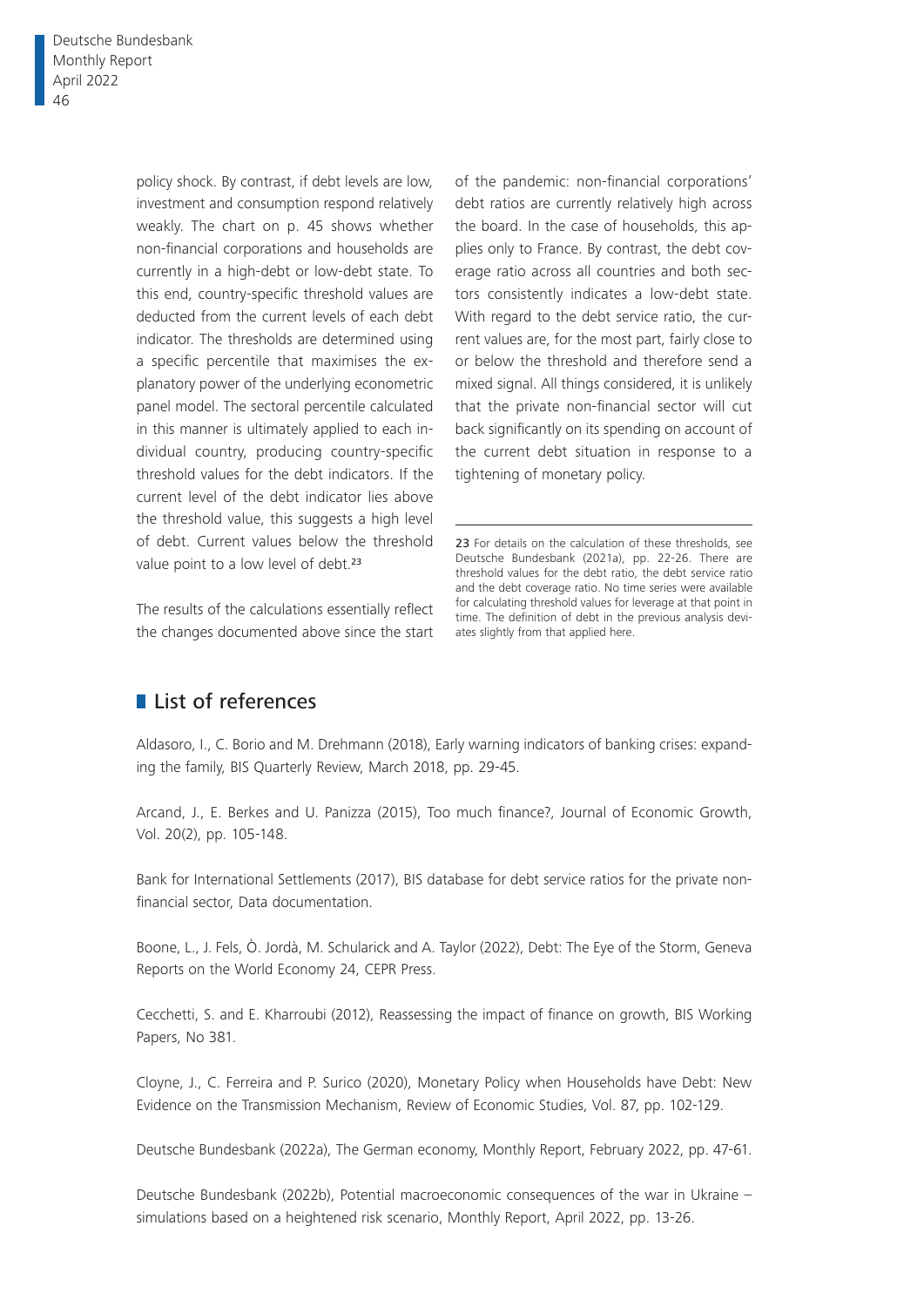policy shock. By contrast, if debt levels are low, investment and consumption respond relatively weakly. The chart on p. 45 shows whether non-financial corporations and households are currently in a high-debt or low-debt state. To this end, country-specific threshold values are deducted from the current levels of each debt indicator. The thresholds are determined using a specific percentile that maximises the explanatory power of the underlying econometric panel model. The sectoral percentile calculated in this manner is ultimately applied to each individual country, producing country-specific threshold values for the debt indicators. If the current level of the debt indicator lies above the threshold value, this suggests a high level of debt. Current values below the threshold value point to a low level of debt.[23]

The results of the calculations essentially reflect the changes documented above since the start of the pandemic: non-financial corporations' debt ratios are currently relatively high across the board. In the case of households, this applies only to France. By contrast, the debt coverage ratio across all countries and both sectors consistently indicates a low-debt state. With regard to the debt service ratio, the current values are, for the most part, fairly close to or below the threshold and therefore send a mixed signal. All things considered, it is unlikely that the private non-financial sector will cut back significantly on its spending on account of the current debt situation in response to a tightening of monetary policy.

---

23 For details on the calculation of these thresholds, see Deutsche Bundesbank (2021a), pp. 22-26. There are threshold values for the debt ratio, the debt service ratio and the debt coverage ratio. No time series were available for calculating threshold values for leverage at that point in time. The definition of debt in the previous analysis deviates slightly from that applied here.

## List of references

Aldasoro, I., C. Borio and M. Drehmann (2018), Early warning indicators of banking crises: expanding the family, BIS Quarterly Review, March 2018, pp. 29-45.

Arcand, J., E. Berkes and U. Panizza (2015), Too much finance?, Journal of Economic Growth, Vol. 20(2), pp. 105-148.

Bank for International Settlements (2017), BIS database for debt service ratios for the private non-financial sector, Data documentation.

Boone, L., J. Fels, Ò. Jordà, M. Schularick and A. Taylor (2022), Debt: The Eye of the Storm, Geneva Reports on the World Economy 24, CEPR Press.

Cecchetti, S. and E. Kharroubi (2012), Reassessing the impact of finance on growth, BIS Working Papers, No 381.

Cloyne, J., C. Ferreira and P. Surico (2020), Monetary Policy when Households have Debt: New Evidence on the Transmission Mechanism, Review of Economic Studies, Vol. 87, pp. 102-129.

Deutsche Bundesbank (2022a), The German economy, Monthly Report, February 2022, pp. 47-61.

Deutsche Bundesbank (2022b), Potential macroeconomic consequences of the war in Ukraine – simulations based on a heightened risk scenario, Monthly Report, April 2022, pp. 13-26.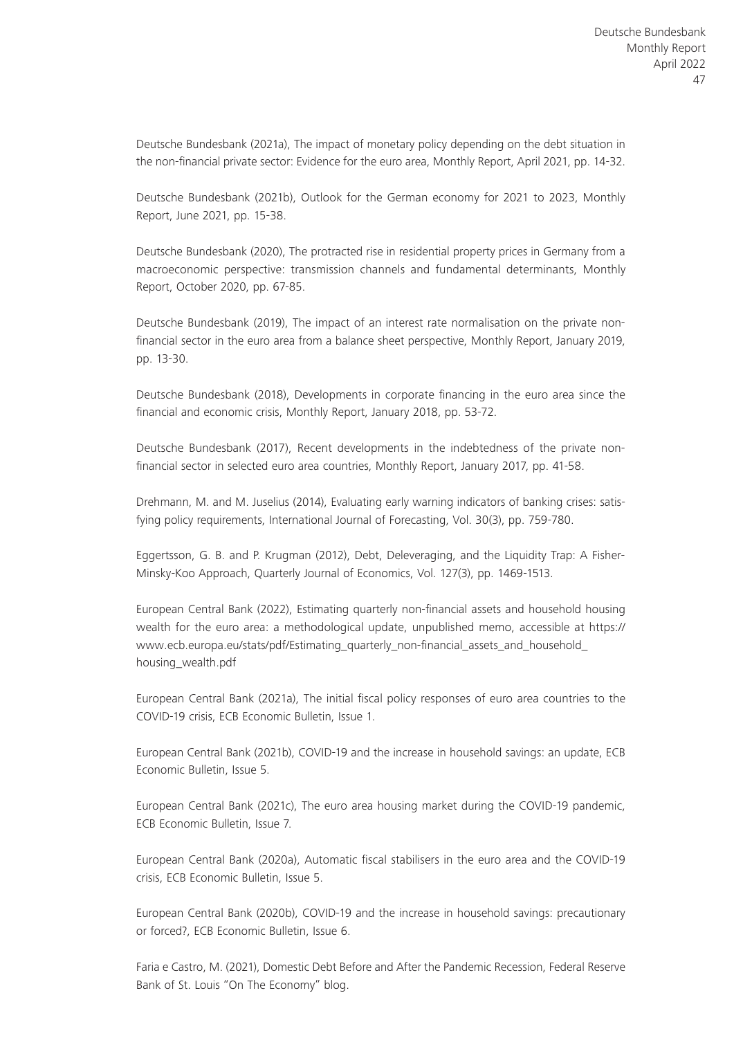Deutsche Bundesbank (2021a), The impact of monetary policy depending on the debt situation in the non-financial private sector: Evidence for the euro area, Monthly Report, April 2021, pp. 14-32.

Deutsche Bundesbank (2021b), Outlook for the German economy for 2021 to 2023, Monthly Report, June 2021, pp. 15-38.

Deutsche Bundesbank (2020), The protracted rise in residential property prices in Germany from a macroeconomic perspective: transmission channels and fundamental determinants, Monthly Report, October 2020, pp. 67-85.

Deutsche Bundesbank (2019), The impact of an interest rate normalisation on the private non-financial sector in the euro area from a balance sheet perspective, Monthly Report, January 2019, pp. 13-30.

Deutsche Bundesbank (2018), Developments in corporate financing in the euro area since the financial and economic crisis, Monthly Report, January 2018, pp. 53-72.

Deutsche Bundesbank (2017), Recent developments in the indebtedness of the private non-financial sector in selected euro area countries, Monthly Report, January 2017, pp. 41-58.

Drehmann, M. and M. Juselius (2014), Evaluating early warning indicators of banking crises: satisfying policy requirements, International Journal of Forecasting, Vol. 30(3), pp. 759-780.

Eggertsson, G. B. and P. Krugman (2012), Debt, Deleveraging, and the Liquidity Trap: A Fisher-Minsky-Koo Approach, Quarterly Journal of Economics, Vol. 127(3), pp. 1469-1513.

European Central Bank (2022), Estimating quarterly non-financial assets and household housing wealth for the euro area: a methodological update, unpublished memo, accessible at https://www.ecb.europa.eu/stats/pdf/Estimating_quarterly_non-financial_assets_and_household_housing_wealth.pdf

European Central Bank (2021a), The initial fiscal policy responses of euro area countries to the COVID-19 crisis, ECB Economic Bulletin, Issue 1.

European Central Bank (2021b), COVID-19 and the increase in household savings: an update, ECB Economic Bulletin, Issue 5.

European Central Bank (2021c), The euro area housing market during the COVID-19 pandemic, ECB Economic Bulletin, Issue 7.

European Central Bank (2020a), Automatic fiscal stabilisers in the euro area and the COVID-19 crisis, ECB Economic Bulletin, Issue 5.

European Central Bank (2020b), COVID-19 and the increase in household savings: precautionary or forced?, ECB Economic Bulletin, Issue 6.

Faria e Castro, M. (2021), Domestic Debt Before and After the Pandemic Recession, Federal Reserve Bank of St. Louis "On The Economy" blog.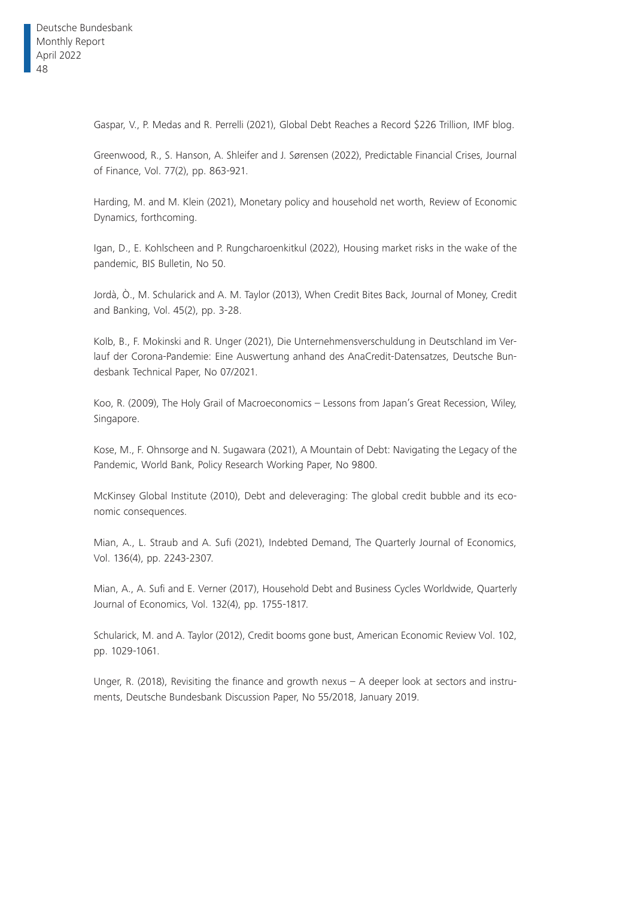Gaspar, V., P. Medas and R. Perrelli (2021), Global Debt Reaches a Record $226 Trillion, IMF blog.

Greenwood, R., S. Hanson, A. Shleifer and J. Sørensen (2022), Predictable Financial Crises, Journal of Finance, Vol. 77(2), pp. 863-921.

Harding, M. and M. Klein (2021), Monetary policy and household net worth, Review of Economic Dynamics, forthcoming.

Igan, D., E. Kohlscheen and P. Rungcharoenkitkul (2022), Housing market risks in the wake of the pandemic, BIS Bulletin, No 50.

Jordà, Ò., M. Schularick and A. M. Taylor (2013), When Credit Bites Back, Journal of Money, Credit and Banking, Vol. 45(2), pp. 3-28.

Kolb, B., F. Mokinski and R. Unger (2021), Die Unternehmensverschuldung in Deutschland im Verlauf der Corona-Pandemie: Eine Auswertung anhand des AnaCredit-Datensatzes, Deutsche Bundesbank Technical Paper, No 07/2021.

Koo, R. (2009), The Holy Grail of Macroeconomics – Lessons from Japan's Great Recession, Wiley, Singapore.

Kose, M., F. Ohnsorge and N. Sugawara (2021), A Mountain of Debt: Navigating the Legacy of the Pandemic, World Bank, Policy Research Working Paper, No 9800.

McKinsey Global Institute (2010), Debt and deleveraging: The global credit bubble and its economic consequences.

Mian, A., L. Straub and A. Sufi (2021), Indebted Demand, The Quarterly Journal of Economics, Vol. 136(4), pp. 2243-2307.

Mian, A., A. Sufi and E. Verner (2017), Household Debt and Business Cycles Worldwide, Quarterly Journal of Economics, Vol. 132(4), pp. 1755-1817.

Schularick, M. and A. Taylor (2012), Credit booms gone bust, American Economic Review Vol. 102, pp. 1029-1061.

Unger, R. (2018), Revisiting the finance and growth nexus – A deeper look at sectors and instruments, Deutsche Bundesbank Discussion Paper, No 55/2018, January 2019.